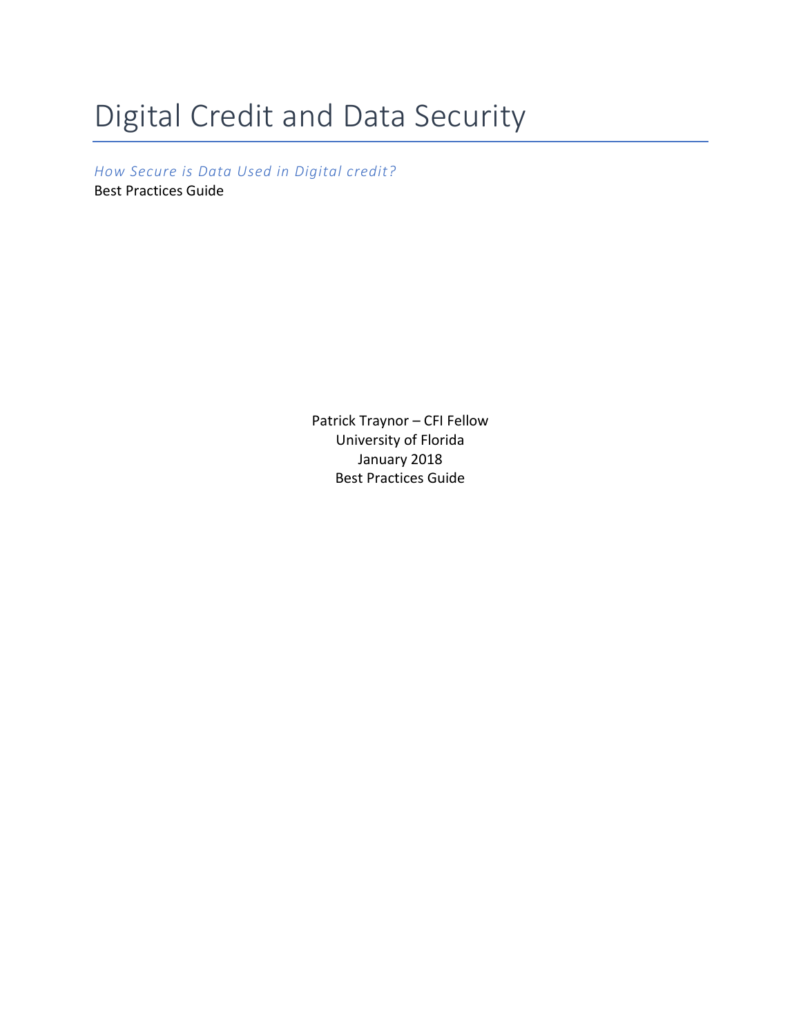# Digital Credit and Data Security

*How Secure is Data Used in Digital credit?*

Best Practices Guide

Patrick Traynor – CFI Fellow
University of Florida
January 2018
Best Practices Guide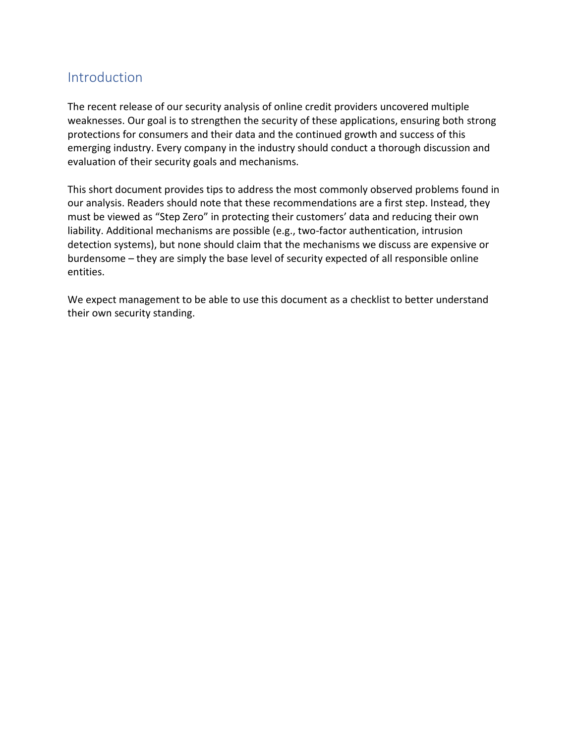## Introduction

The recent release of our security analysis of online credit providers uncovered multiple weaknesses. Our goal is to strengthen the security of these applications, ensuring both strong protections for consumers and their data and the continued growth and success of this emerging industry. Every company in the industry should conduct a thorough discussion and evaluation of their security goals and mechanisms.

This short document provides tips to address the most commonly observed problems found in our analysis. Readers should note that these recommendations are a first step. Instead, they must be viewed as "Step Zero" in protecting their customers' data and reducing their own liability. Additional mechanisms are possible (e.g., two-factor authentication, intrusion detection systems), but none should claim that the mechanisms we discuss are expensive or burdensome – they are simply the base level of security expected of all responsible online entities.

We expect management to be able to use this document as a checklist to better understand their own security standing.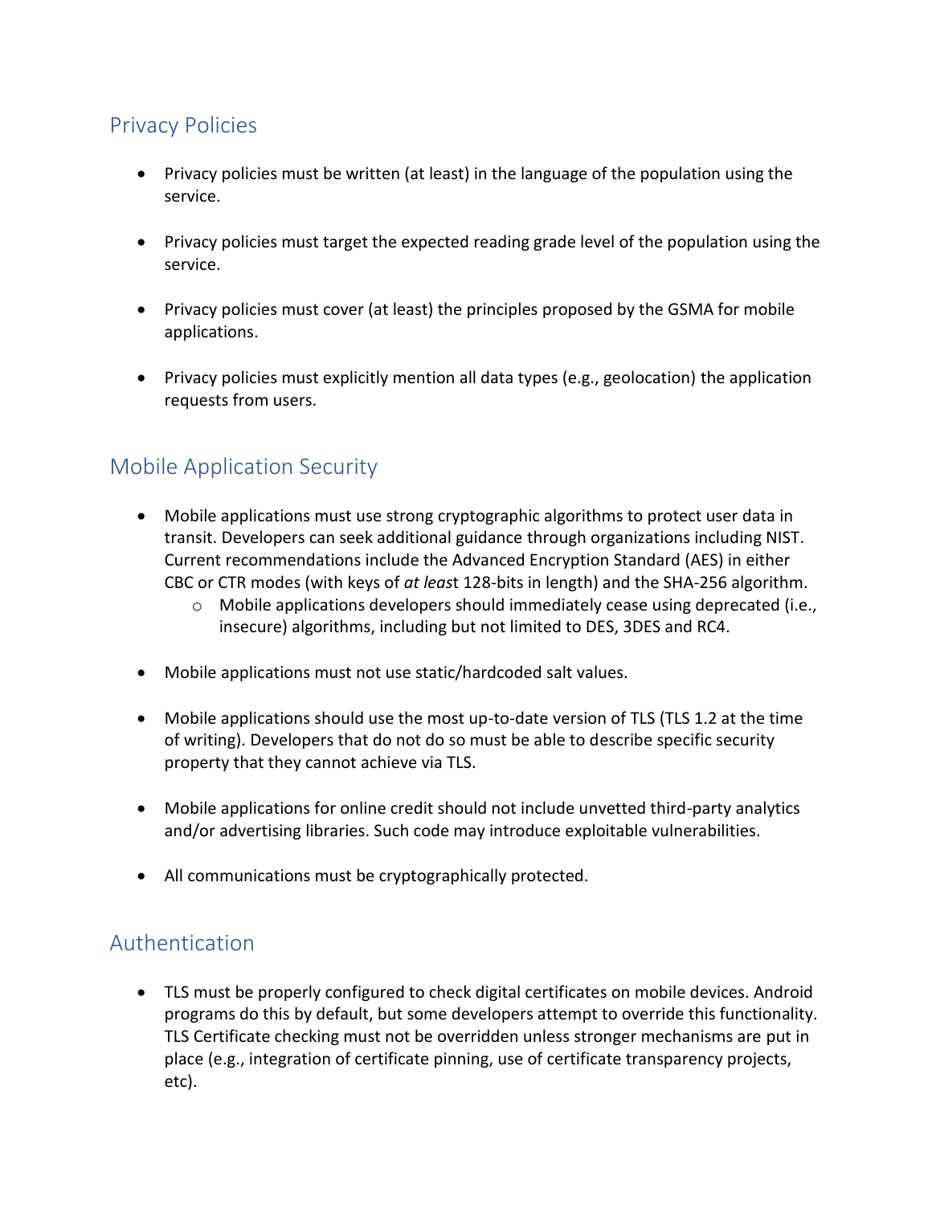## Privacy Policies

- Privacy policies must be written (at least) in the language of the population using the service.
- Privacy policies must target the expected reading grade level of the population using the service.
- Privacy policies must cover (at least) the principles proposed by the GSMA for mobile applications.
- Privacy policies must explicitly mention all data types (e.g., geolocation) the application requests from users.

## Mobile Application Security

- Mobile applications must use strong cryptographic algorithms to protect user data in transit. Developers can seek additional guidance through organizations including NIST. Current recommendations include the Advanced Encryption Standard (AES) in either CBC or CTR modes (with keys of *at leas*t 128-bits in length) and the SHA-256 algorithm.
    - Mobile applications developers should immediately cease using deprecated (i.e., insecure) algorithms, including but not limited to DES, 3DES and RC4.
- Mobile applications must not use static/hardcoded salt values.
- Mobile applications should use the most up-to-date version of TLS (TLS 1.2 at the time of writing). Developers that do not do so must be able to describe specific security property that they cannot achieve via TLS.
- Mobile applications for online credit should not include unvetted third-party analytics and/or advertising libraries. Such code may introduce exploitable vulnerabilities.
- All communications must be cryptographically protected.

## Authentication

- TLS must be properly configured to check digital certificates on mobile devices. Android programs do this by default, but some developers attempt to override this functionality. TLS Certificate checking must not be overridden unless stronger mechanisms are put in place (e.g., integration of certificate pinning, use of certificate transparency projects, etc).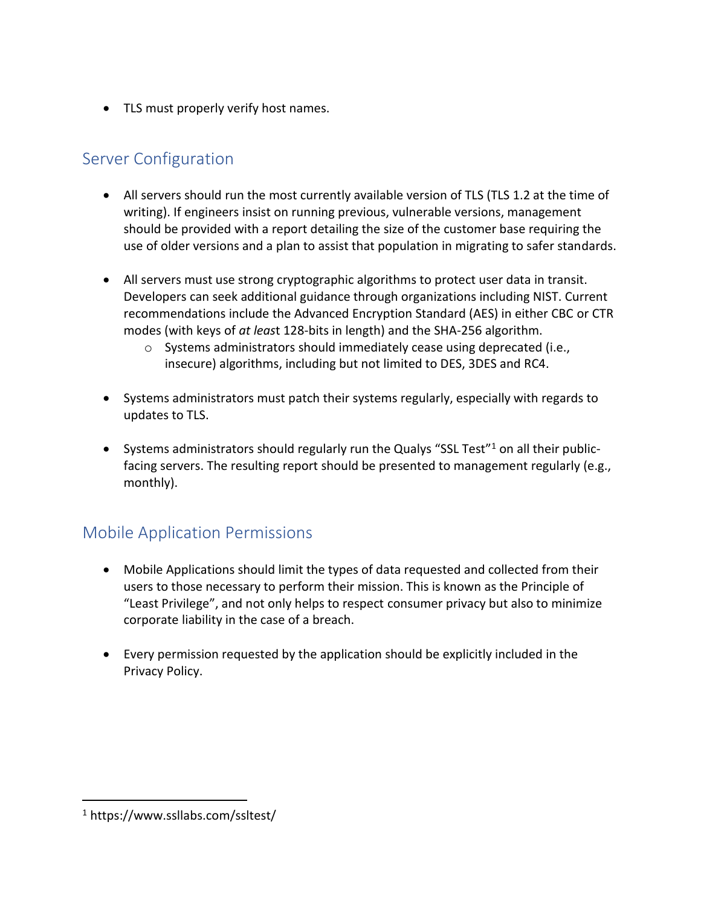- TLS must properly verify host names.

## Server Configuration

- All servers should run the most currently available version of TLS (TLS 1.2 at the time of writing). If engineers insist on running previous, vulnerable versions, management should be provided with a report detailing the size of the customer base requiring the use of older versions and a plan to assist that population in migrating to safer standards.

- All servers must use strong cryptographic algorithms to protect user data in transit. Developers can seek additional guidance through organizations including NIST. Current recommendations include the Advanced Encryption Standard (AES) in either CBC or CTR modes (with keys of *at least* 128-bits in length) and the SHA-256 algorithm.
    - Systems administrators should immediately cease using deprecated (i.e., insecure) algorithms, including but not limited to DES, 3DES and RC4.

- Systems administrators must patch their systems regularly, especially with regards to updates to TLS.

- Systems administrators should regularly run the Qualys "SSL Test"[1] on all their public-facing servers. The resulting report should be presented to management regularly (e.g., monthly).

## Mobile Application Permissions

- Mobile Applications should limit the types of data requested and collected from their users to those necessary to perform their mission. This is known as the Principle of "Least Privilege", and not only helps to respect consumer privacy but also to minimize corporate liability in the case of a breach.

- Every permission requested by the application should be explicitly included in the Privacy Policy.

[1] https://www.ssllabs.com/ssltest/